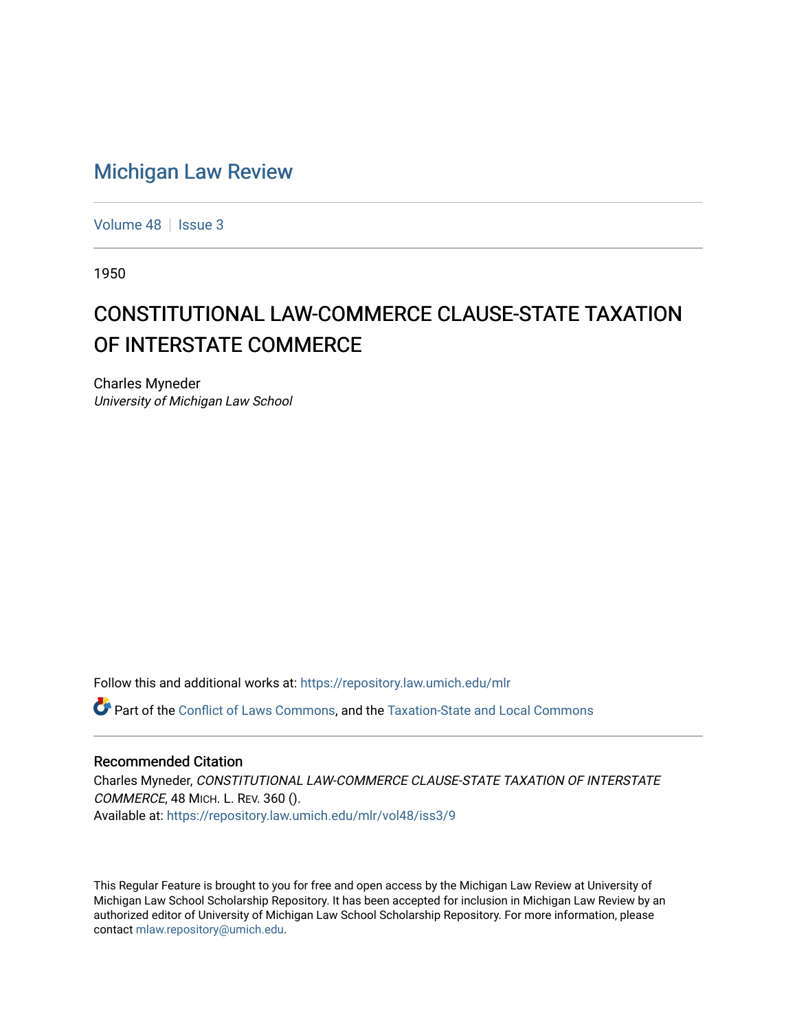# Michigan Law Review

Volume 48 | Issue 3

1950

## CONSTITUTIONAL LAW-COMMERCE CLAUSE-STATE TAXATION OF INTERSTATE COMMERCE

Charles Myneder
*University of Michigan Law School*

Follow this and additional works at: https://repository.law.umich.edu/mlr

Part of the Conflict of Laws Commons, and the Taxation-State and Local Commons

### Recommended Citation

Charles Myneder, *CONSTITUTIONAL LAW-COMMERCE CLAUSE-STATE TAXATION OF INTERSTATE COMMERCE*, 48 MICH. L. REV. 360 ().
Available at: https://repository.law.umich.edu/mlr/vol48/iss3/9

This Regular Feature is brought to you for free and open access by the Michigan Law Review at University of Michigan Law School Scholarship Repository. It has been accepted for inclusion in Michigan Law Review by an authorized editor of University of Michigan Law School Scholarship Repository. For more information, please contact mlaw.repository@umich.edu.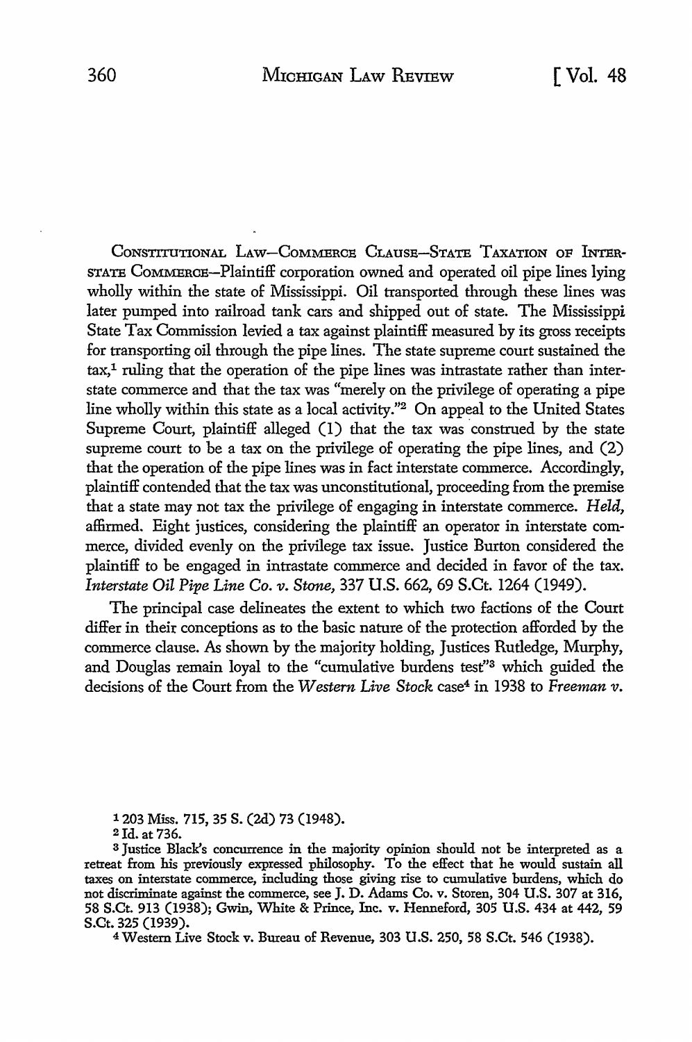CONSTITUTIONAL LAW—COMMERCE CLAUSE—STATE TAXATION OF INTERSTATE COMMERCE—Plaintiff corporation owned and operated oil pipe lines lying wholly within the state of Mississippi. Oil transported through these lines was later pumped into railroad tank cars and shipped out of state. The Mississippi State Tax Commission levied a tax against plaintiff measured by its gross receipts for transporting oil through the pipe lines. The state supreme court sustained the tax,[1] ruling that the operation of the pipe lines was intrastate rather than interstate commerce and that the tax was "merely on the privilege of operating a pipe line wholly within this state as a local activity."[2] On appeal to the United States Supreme Court, plaintiff alleged (1) that the tax was construed by the state supreme court to be a tax on the privilege of operating the pipe lines, and (2) that the operation of the pipe lines was in fact interstate commerce. Accordingly, plaintiff contended that the tax was unconstitutional, proceeding from the premise that a state may not tax the privilege of engaging in interstate commerce. *Held,* affirmed. Eight justices, considering the plaintiff an operator in interstate commerce, divided evenly on the privilege tax issue. Justice Burton considered the plaintiff to be engaged in intrastate commerce and decided in favor of the tax. *Interstate Oil Pipe Line Co. v. Stone,* 337 U.S. 662, 69 S.Ct. 1264 (1949).

The principal case delineates the extent to which two factions of the Court differ in their conceptions as to the basic nature of the protection afforded by the commerce clause. As shown by the majority holding, Justices Rutledge, Murphy, and Douglas remain loyal to the "cumulative burdens test"[3] which guided the decisions of the Court from the *Western Live Stock* case[4] in 1938 to *Freeman v.*

---

[1] 203 Miss. 715, 35 S. (2d) 73 (1948).

[2] Id. at 736.

[3] Justice Black's concurrence in the majority opinion should not be interpreted as a retreat from his previously expressed philosophy. To the effect that he would sustain all taxes on interstate commerce, including those giving rise to cumulative burdens, which do not discriminate against the commerce, see J. D. Adams Co. v. Storen, 304 U.S. 307 at 316, 58 S.Ct. 913 (1938); Gwin, White & Prince, Inc. v. Henneford, 305 U.S. 434 at 442, 59 S.Ct. 325 (1939).

[4] Western Live Stock v. Bureau of Revenue, 303 U.S. 250, 58 S.Ct. 546 (1938).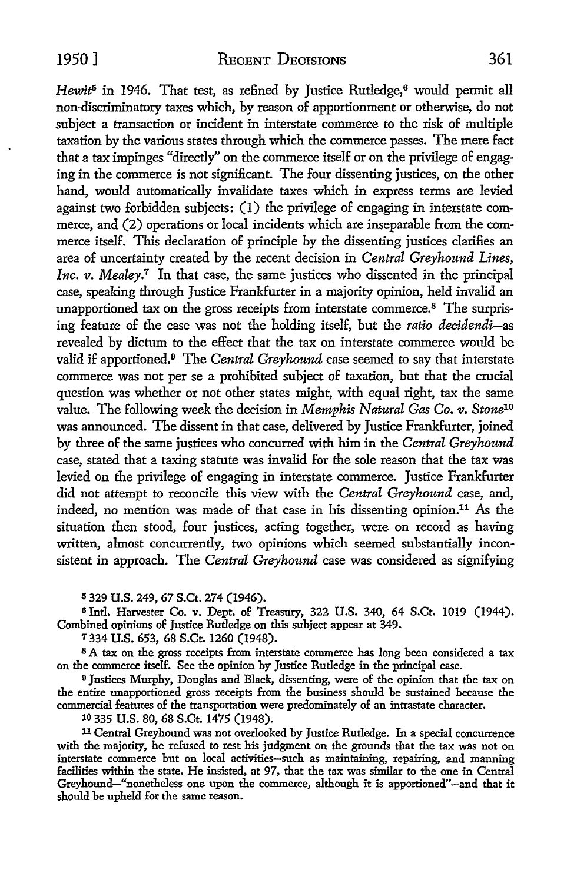*Hewit*[5] in 1946. That test, as refined by Justice Rutledge,[6] would permit all non-discriminatory taxes which, by reason of apportionment or otherwise, do not subject a transaction or incident in interstate commerce to the risk of multiple taxation by the various states through which the commerce passes. The mere fact that a tax impinges "directly" on the commerce itself or on the privilege of engaging in the commerce is not significant. The four dissenting justices, on the other hand, would automatically invalidate taxes which in express terms are levied against two forbidden subjects: (1) the privilege of engaging in interstate commerce, and (2) operations or local incidents which are inseparable from the commerce itself. This declaration of principle by the dissenting justices clarifies an area of uncertainty created by the recent decision in *Central Greyhound Lines, Inc. v. Mealey*.[7] In that case, the same justices who dissented in the principal case, speaking through Justice Frankfurter in a majority opinion, held invalid an unapportioned tax on the gross receipts from interstate commerce.[8] The surprising feature of the case was not the holding itself, but the *ratio decidendi*—as revealed by dictum to the effect that the tax on interstate commerce would be valid if apportioned.[9] The *Central Greyhound* case seemed to say that interstate commerce was not per se a prohibited subject of taxation, but that the crucial question was whether or not other states might, with equal right, tax the same value. The following week the decision in *Memphis Natural Gas Co. v. Stone*[10] was announced. The dissent in that case, delivered by Justice Frankfurter, joined by three of the same justices who concurred with him in the *Central Greyhound* case, stated that a taxing statute was invalid for the sole reason that the tax was levied on the privilege of engaging in interstate commerce. Justice Frankfurter did not attempt to reconcile this view with the *Central Greyhound* case, and, indeed, no mention was made of that case in his dissenting opinion.[11] As the situation then stood, four justices, acting together, were on record as having written, almost concurrently, two opinions which seemed substantially inconsistent in approach. The *Central Greyhound* case was considered as signifying

[5] 329 U.S. 249, 67 S.Ct. 274 (1946).

[6] Intl. Harvester Co. v. Dept. of Treasury, 322 U.S. 340, 64 S.Ct. 1019 (1944). Combined opinions of Justice Rutledge on this subject appear at 349.

[7] 334 U.S. 653, 68 S.Ct. 1260 (1948).

[8] A tax on the gross receipts from interstate commerce has long been considered a tax on the commerce itself. See the opinion by Justice Rutledge in the principal case.

[9] Justices Murphy, Douglas and Black, dissenting, were of the opinion that the tax on the entire unapportioned gross receipts from the business should be sustained because the commercial features of the transportation were predominately of an intrastate character.

[10] 335 U.S. 80, 68 S.Ct. 1475 (1948).

[11] Central Greyhound was not overlooked by Justice Rutledge. In a special concurrence with the majority, he refused to rest his judgment on the grounds that the tax was not on interstate commerce but on local activities—such as maintaining, repairing, and manning facilities within the state. He insisted, at 97, that the tax was similar to the one in Central Greyhound—"nonetheless one upon the commerce, although it is apportioned"—and that it should be upheld for the same reason.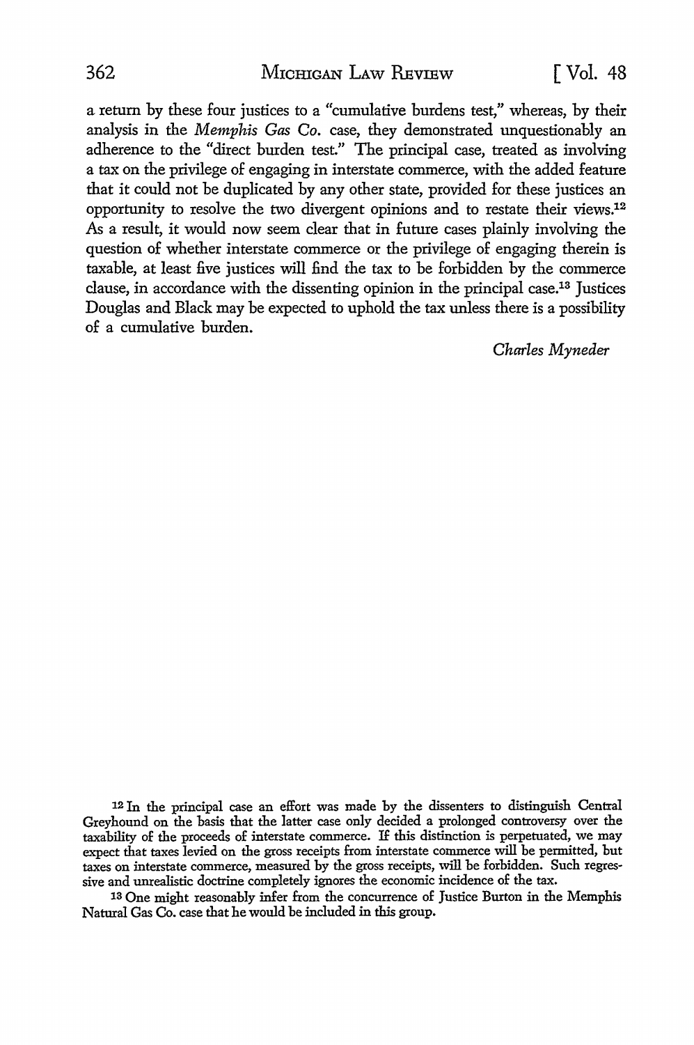a return by these four justices to a "cumulative burdens test," whereas, by their analysis in the *Memphis Gas Co.* case, they demonstrated unquestionably an adherence to the "direct burden test." The principal case, treated as involving a tax on the privilege of engaging in interstate commerce, with the added feature that it could not be duplicated by any other state, provided for these justices an opportunity to resolve the two divergent opinions and to restate their views.[12] As a result, it would now seem clear that in future cases plainly involving the question of whether interstate commerce or the privilege of engaging therein is taxable, at least five justices will find the tax to be forbidden by the commerce clause, in accordance with the dissenting opinion in the principal case.[13] Justices Douglas and Black may be expected to uphold the tax unless there is a possibility of a cumulative burden.

*Charles Myneder*

[12] In the principal case an effort was made by the dissenters to distinguish Central Greyhound on the basis that the latter case only decided a prolonged controversy over the taxability of the proceeds of interstate commerce. If this distinction is perpetuated, we may expect that taxes levied on the gross receipts from interstate commerce will be permitted, but taxes on interstate commerce, measured by the gross receipts, will be forbidden. Such regressive and unrealistic doctrine completely ignores the economic incidence of the tax.

[13] One might reasonably infer from the concurrence of Justice Burton in the Memphis Natural Gas Co. case that he would be included in this group.